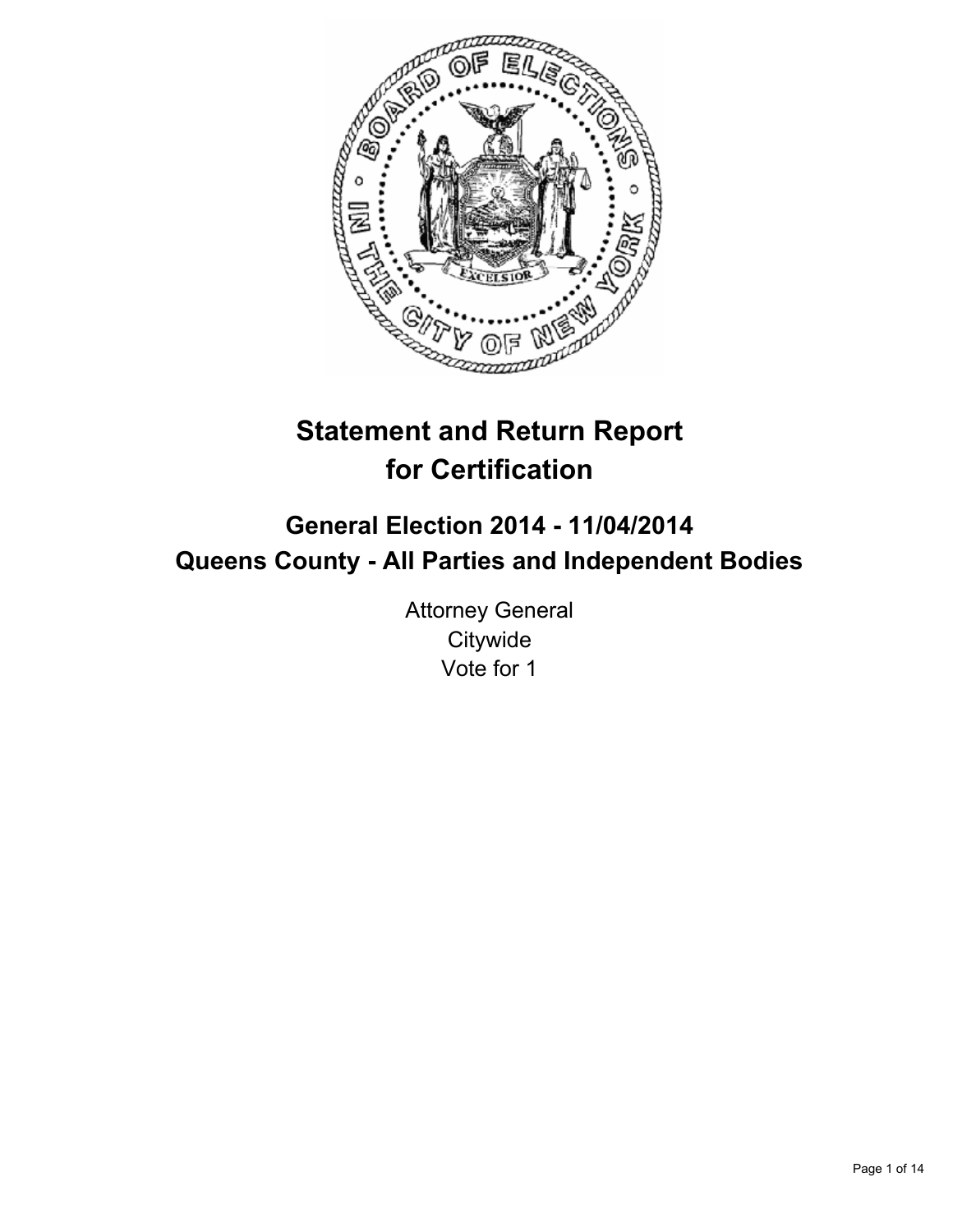# Statement and Return Report for Certification

## General Election 2014 - 11/04/2014

## Queens County - All Parties and Independent Bodies

Attorney General
Citywide
Vote for 1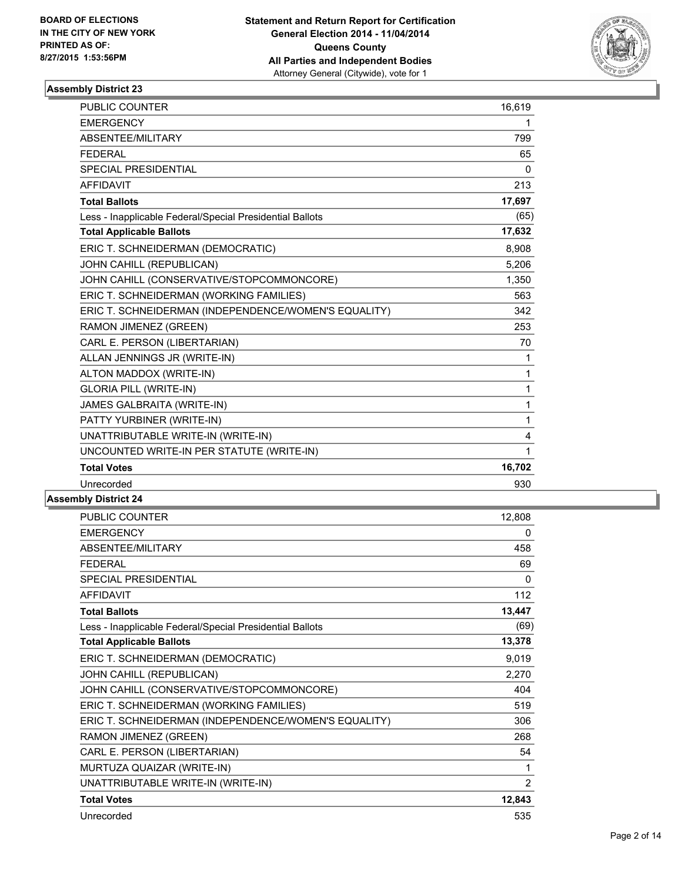BOARD OF ELECTIONS
IN THE CITY OF NEW YORK
PRINTED AS OF:
8/27/2015 1:53:56PM

**Statement and Return Report for Certification**
**General Election 2014 - 11/04/2014**
**Queens County**
**All Parties and Independent Bodies**
Attorney General (Citywide), vote for 1

### Assembly District 23

| | |
|---|---|
| PUBLIC COUNTER | 16,619 |
| EMERGENCY | 1 |
| ABSENTEE/MILITARY | 799 |
| FEDERAL | 65 |
| SPECIAL PRESIDENTIAL | 0 |
| AFFIDAVIT | 213 |
| **Total Ballots** | **17,697** |
| Less - Inapplicable Federal/Special Presidential Ballots | (65) |
| **Total Applicable Ballots** | **17,632** |
| ERIC T. SCHNEIDERMAN (DEMOCRATIC) | 8,908 |
| JOHN CAHILL (REPUBLICAN) | 5,206 |
| JOHN CAHILL (CONSERVATIVE/STOPCOMMONCORE) | 1,350 |
| ERIC T. SCHNEIDERMAN (WORKING FAMILIES) | 563 |
| ERIC T. SCHNEIDERMAN (INDEPENDENCE/WOMEN'S EQUALITY) | 342 |
| RAMON JIMENEZ (GREEN) | 253 |
| CARL E. PERSON (LIBERTARIAN) | 70 |
| ALLAN JENNINGS JR (WRITE-IN) | 1 |
| ALTON MADDOX (WRITE-IN) | 1 |
| GLORIA PILL (WRITE-IN) | 1 |
| JAMES GALBRAITA (WRITE-IN) | 1 |
| PATTY YURBINER (WRITE-IN) | 1 |
| UNATTRIBUTABLE WRITE-IN (WRITE-IN) | 4 |
| UNCOUNTED WRITE-IN PER STATUTE (WRITE-IN) | 1 |
| **Total Votes** | **16,702** |
| Unrecorded | 930 |

### Assembly District 24

| | |
|---|---|
| PUBLIC COUNTER | 12,808 |
| EMERGENCY | 0 |
| ABSENTEE/MILITARY | 458 |
| FEDERAL | 69 |
| SPECIAL PRESIDENTIAL | 0 |
| AFFIDAVIT | 112 |
| **Total Ballots** | **13,447** |
| Less - Inapplicable Federal/Special Presidential Ballots | (69) |
| **Total Applicable Ballots** | **13,378** |
| ERIC T. SCHNEIDERMAN (DEMOCRATIC) | 9,019 |
| JOHN CAHILL (REPUBLICAN) | 2,270 |
| JOHN CAHILL (CONSERVATIVE/STOPCOMMONCORE) | 404 |
| ERIC T. SCHNEIDERMAN (WORKING FAMILIES) | 519 |
| ERIC T. SCHNEIDERMAN (INDEPENDENCE/WOMEN'S EQUALITY) | 306 |
| RAMON JIMENEZ (GREEN) | 268 |
| CARL E. PERSON (LIBERTARIAN) | 54 |
| MURTUZA QUAIZAR (WRITE-IN) | 1 |
| UNATTRIBUTABLE WRITE-IN (WRITE-IN) | 2 |
| **Total Votes** | **12,843** |
| Unrecorded | 535 |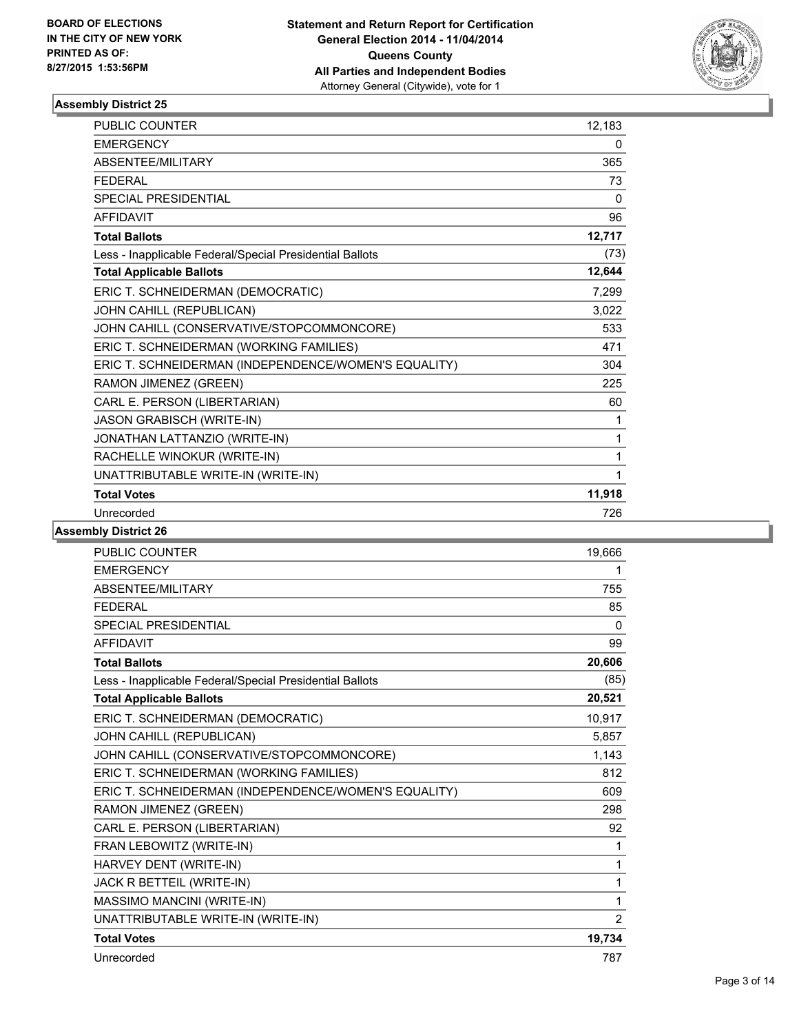**BOARD OF ELECTIONS IN THE CITY OF NEW YORK PRINTED AS OF: 8/27/2015 1:53:56PM**

**Statement and Return Report for Certification General Election 2014 - 11/04/2014 Queens County All Parties and Independent Bodies**
Attorney General (Citywide), vote for 1

## Assembly District 25

| | |
|---|---|
| PUBLIC COUNTER | 12,183 |
| EMERGENCY | 0 |
| ABSENTEE/MILITARY | 365 |
| FEDERAL | 73 |
| SPECIAL PRESIDENTIAL | 0 |
| AFFIDAVIT | 96 |
| **Total Ballots** | **12,717** |
| Less - Inapplicable Federal/Special Presidential Ballots | (73) |
| **Total Applicable Ballots** | **12,644** |
| ERIC T. SCHNEIDERMAN (DEMOCRATIC) | 7,299 |
| JOHN CAHILL (REPUBLICAN) | 3,022 |
| JOHN CAHILL (CONSERVATIVE/STOPCOMMONCORE) | 533 |
| ERIC T. SCHNEIDERMAN (WORKING FAMILIES) | 471 |
| ERIC T. SCHNEIDERMAN (INDEPENDENCE/WOMEN'S EQUALITY) | 304 |
| RAMON JIMENEZ (GREEN) | 225 |
| CARL E. PERSON (LIBERTARIAN) | 60 |
| JASON GRABISCH (WRITE-IN) | 1 |
| JONATHAN LATTANZIO (WRITE-IN) | 1 |
| RACHELLE WINOKUR (WRITE-IN) | 1 |
| UNATTRIBUTABLE WRITE-IN (WRITE-IN) | 1 |
| **Total Votes** | **11,918** |
| Unrecorded | 726 |

## Assembly District 26

| | |
|---|---|
| PUBLIC COUNTER | 19,666 |
| EMERGENCY | 1 |
| ABSENTEE/MILITARY | 755 |
| FEDERAL | 85 |
| SPECIAL PRESIDENTIAL | 0 |
| AFFIDAVIT | 99 |
| **Total Ballots** | **20,606** |
| Less - Inapplicable Federal/Special Presidential Ballots | (85) |
| **Total Applicable Ballots** | **20,521** |
| ERIC T. SCHNEIDERMAN (DEMOCRATIC) | 10,917 |
| JOHN CAHILL (REPUBLICAN) | 5,857 |
| JOHN CAHILL (CONSERVATIVE/STOPCOMMONCORE) | 1,143 |
| ERIC T. SCHNEIDERMAN (WORKING FAMILIES) | 812 |
| ERIC T. SCHNEIDERMAN (INDEPENDENCE/WOMEN'S EQUALITY) | 609 |
| RAMON JIMENEZ (GREEN) | 298 |
| CARL E. PERSON (LIBERTARIAN) | 92 |
| FRAN LEBOWITZ (WRITE-IN) | 1 |
| HARVEY DENT (WRITE-IN) | 1 |
| JACK R BETTEIL (WRITE-IN) | 1 |
| MASSIMO MANCINI (WRITE-IN) | 1 |
| UNATTRIBUTABLE WRITE-IN (WRITE-IN) | 2 |
| **Total Votes** | **19,734** |
| Unrecorded | 787 |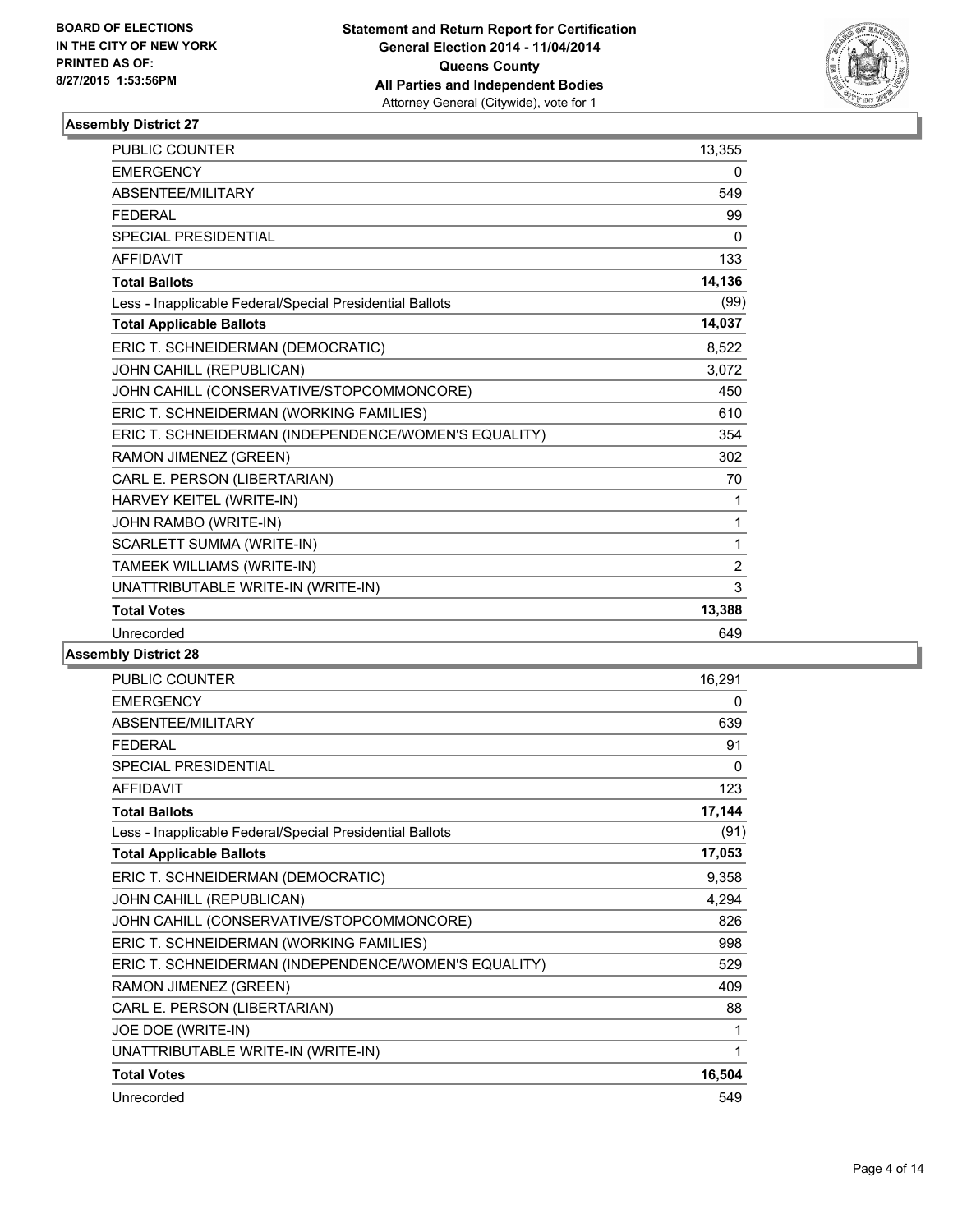**BOARD OF ELECTIONS IN THE CITY OF NEW YORK PRINTED AS OF: 8/27/2015 1:53:56PM**

**Statement and Return Report for Certification General Election 2014 - 11/04/2014 Queens County All Parties and Independent Bodies**
Attorney General (Citywide), vote for 1

## Assembly District 27

| | |
|---|---|
| PUBLIC COUNTER | 13,355 |
| EMERGENCY | 0 |
| ABSENTEE/MILITARY | 549 |
| FEDERAL | 99 |
| SPECIAL PRESIDENTIAL | 0 |
| AFFIDAVIT | 133 |
| **Total Ballots** | **14,136** |
| Less - Inapplicable Federal/Special Presidential Ballots | (99) |
| **Total Applicable Ballots** | **14,037** |
| ERIC T. SCHNEIDERMAN (DEMOCRATIC) | 8,522 |
| JOHN CAHILL (REPUBLICAN) | 3,072 |
| JOHN CAHILL (CONSERVATIVE/STOPCOMMONCORE) | 450 |
| ERIC T. SCHNEIDERMAN (WORKING FAMILIES) | 610 |
| ERIC T. SCHNEIDERMAN (INDEPENDENCE/WOMEN'S EQUALITY) | 354 |
| RAMON JIMENEZ (GREEN) | 302 |
| CARL E. PERSON (LIBERTARIAN) | 70 |
| HARVEY KEITEL (WRITE-IN) | 1 |
| JOHN RAMBO (WRITE-IN) | 1 |
| SCARLETT SUMMA (WRITE-IN) | 1 |
| TAMEEK WILLIAMS (WRITE-IN) | 2 |
| UNATTRIBUTABLE WRITE-IN (WRITE-IN) | 3 |
| **Total Votes** | **13,388** |
| Unrecorded | 649 |

## Assembly District 28

| | |
|---|---|
| PUBLIC COUNTER | 16,291 |
| EMERGENCY | 0 |
| ABSENTEE/MILITARY | 639 |
| FEDERAL | 91 |
| SPECIAL PRESIDENTIAL | 0 |
| AFFIDAVIT | 123 |
| **Total Ballots** | **17,144** |
| Less - Inapplicable Federal/Special Presidential Ballots | (91) |
| **Total Applicable Ballots** | **17,053** |
| ERIC T. SCHNEIDERMAN (DEMOCRATIC) | 9,358 |
| JOHN CAHILL (REPUBLICAN) | 4,294 |
| JOHN CAHILL (CONSERVATIVE/STOPCOMMONCORE) | 826 |
| ERIC T. SCHNEIDERMAN (WORKING FAMILIES) | 998 |
| ERIC T. SCHNEIDERMAN (INDEPENDENCE/WOMEN'S EQUALITY) | 529 |
| RAMON JIMENEZ (GREEN) | 409 |
| CARL E. PERSON (LIBERTARIAN) | 88 |
| JOE DOE (WRITE-IN) | 1 |
| UNATTRIBUTABLE WRITE-IN (WRITE-IN) | 1 |
| **Total Votes** | **16,504** |
| Unrecorded | 549 |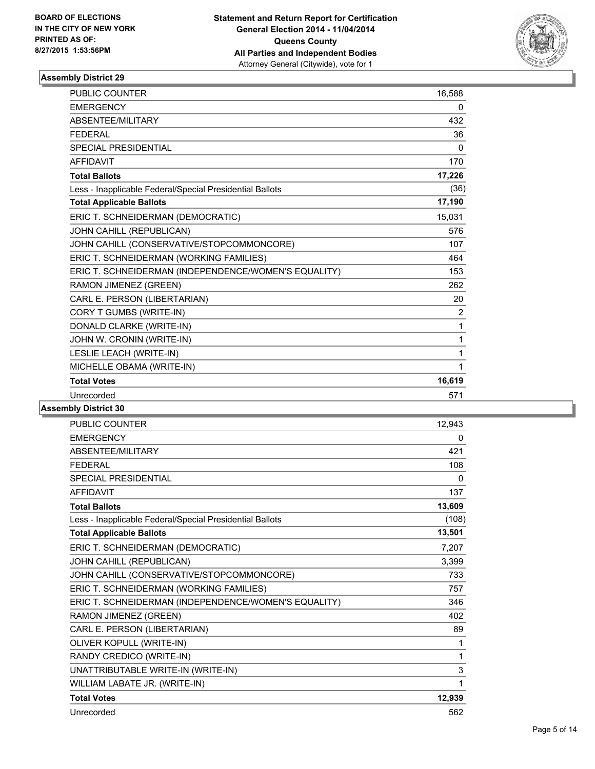**BOARD OF ELECTIONS IN THE CITY OF NEW YORK PRINTED AS OF: 8/27/2015 1:53:56PM**

**Statement and Return Report for Certification General Election 2014 - 11/04/2014 Queens County All Parties and Independent Bodies**
Attorney General (Citywide), vote for 1

### Assembly District 29

| | |
|---|---|
| PUBLIC COUNTER | 16,588 |
| EMERGENCY | 0 |
| ABSENTEE/MILITARY | 432 |
| FEDERAL | 36 |
| SPECIAL PRESIDENTIAL | 0 |
| AFFIDAVIT | 170 |
| **Total Ballots** | **17,226** |
| Less - Inapplicable Federal/Special Presidential Ballots | (36) |
| **Total Applicable Ballots** | **17,190** |
| ERIC T. SCHNEIDERMAN (DEMOCRATIC) | 15,031 |
| JOHN CAHILL (REPUBLICAN) | 576 |
| JOHN CAHILL (CONSERVATIVE/STOPCOMMONCORE) | 107 |
| ERIC T. SCHNEIDERMAN (WORKING FAMILIES) | 464 |
| ERIC T. SCHNEIDERMAN (INDEPENDENCE/WOMEN'S EQUALITY) | 153 |
| RAMON JIMENEZ (GREEN) | 262 |
| CARL E. PERSON (LIBERTARIAN) | 20 |
| CORY T GUMBS (WRITE-IN) | 2 |
| DONALD CLARKE (WRITE-IN) | 1 |
| JOHN W. CRONIN (WRITE-IN) | 1 |
| LESLIE LEACH (WRITE-IN) | 1 |
| MICHELLE OBAMA (WRITE-IN) | 1 |
| **Total Votes** | **16,619** |
| Unrecorded | 571 |

### Assembly District 30

| | |
|---|---|
| PUBLIC COUNTER | 12,943 |
| EMERGENCY | 0 |
| ABSENTEE/MILITARY | 421 |
| FEDERAL | 108 |
| SPECIAL PRESIDENTIAL | 0 |
| AFFIDAVIT | 137 |
| **Total Ballots** | **13,609** |
| Less - Inapplicable Federal/Special Presidential Ballots | (108) |
| **Total Applicable Ballots** | **13,501** |
| ERIC T. SCHNEIDERMAN (DEMOCRATIC) | 7,207 |
| JOHN CAHILL (REPUBLICAN) | 3,399 |
| JOHN CAHILL (CONSERVATIVE/STOPCOMMONCORE) | 733 |
| ERIC T. SCHNEIDERMAN (WORKING FAMILIES) | 757 |
| ERIC T. SCHNEIDERMAN (INDEPENDENCE/WOMEN'S EQUALITY) | 346 |
| RAMON JIMENEZ (GREEN) | 402 |
| CARL E. PERSON (LIBERTARIAN) | 89 |
| OLIVER KOPULL (WRITE-IN) | 1 |
| RANDY CREDICO (WRITE-IN) | 1 |
| UNATTRIBUTABLE WRITE-IN (WRITE-IN) | 3 |
| WILLIAM LABATE JR. (WRITE-IN) | 1 |
| **Total Votes** | **12,939** |
| Unrecorded | 562 |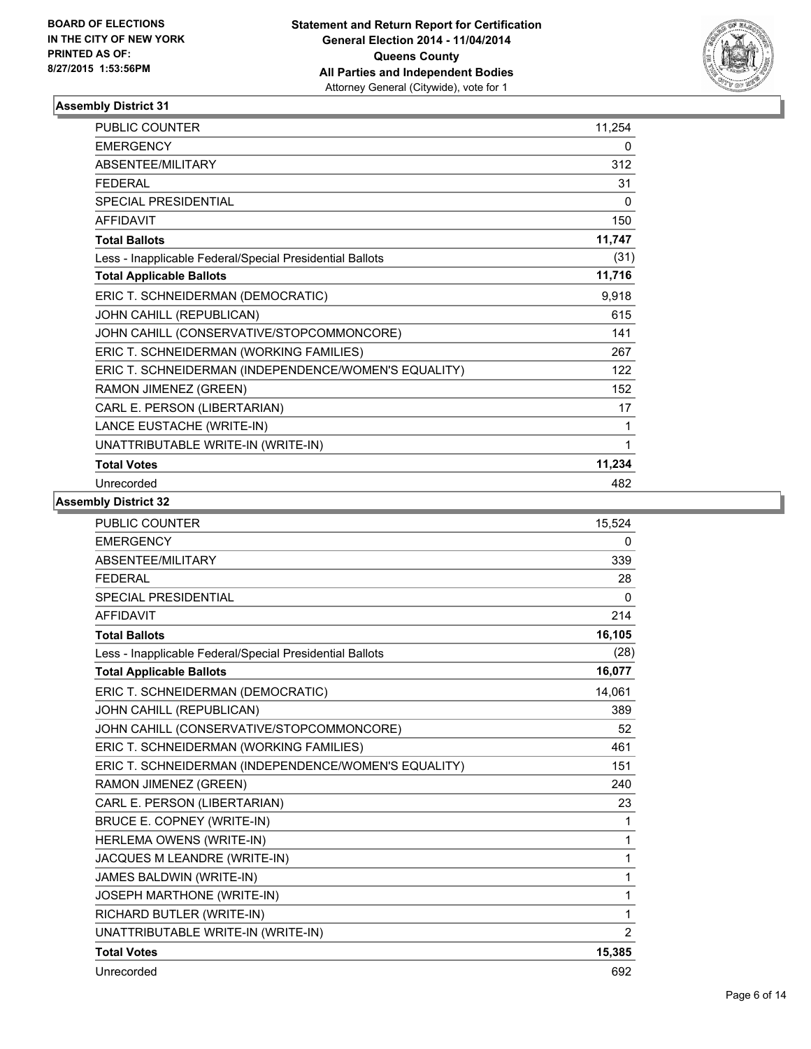**BOARD OF ELECTIONS IN THE CITY OF NEW YORK PRINTED AS OF: 8/27/2015 1:53:56PM**

**Statement and Return Report for Certification General Election 2014 - 11/04/2014 Queens County All Parties and Independent Bodies**
Attorney General (Citywide), vote for 1

### Assembly District 31

| | |
|---|---|
| PUBLIC COUNTER | 11,254 |
| EMERGENCY | 0 |
| ABSENTEE/MILITARY | 312 |
| FEDERAL | 31 |
| SPECIAL PRESIDENTIAL | 0 |
| AFFIDAVIT | 150 |
| **Total Ballots** | **11,747** |
| Less - Inapplicable Federal/Special Presidential Ballots | (31) |
| **Total Applicable Ballots** | **11,716** |
| ERIC T. SCHNEIDERMAN (DEMOCRATIC) | 9,918 |
| JOHN CAHILL (REPUBLICAN) | 615 |
| JOHN CAHILL (CONSERVATIVE/STOPCOMMONCORE) | 141 |
| ERIC T. SCHNEIDERMAN (WORKING FAMILIES) | 267 |
| ERIC T. SCHNEIDERMAN (INDEPENDENCE/WOMEN'S EQUALITY) | 122 |
| RAMON JIMENEZ (GREEN) | 152 |
| CARL E. PERSON (LIBERTARIAN) | 17 |
| LANCE EUSTACHE (WRITE-IN) | 1 |
| UNATTRIBUTABLE WRITE-IN (WRITE-IN) | 1 |
| **Total Votes** | **11,234** |
| Unrecorded | 482 |

### Assembly District 32

| | |
|---|---|
| PUBLIC COUNTER | 15,524 |
| EMERGENCY | 0 |
| ABSENTEE/MILITARY | 339 |
| FEDERAL | 28 |
| SPECIAL PRESIDENTIAL | 0 |
| AFFIDAVIT | 214 |
| **Total Ballots** | **16,105** |
| Less - Inapplicable Federal/Special Presidential Ballots | (28) |
| **Total Applicable Ballots** | **16,077** |
| ERIC T. SCHNEIDERMAN (DEMOCRATIC) | 14,061 |
| JOHN CAHILL (REPUBLICAN) | 389 |
| JOHN CAHILL (CONSERVATIVE/STOPCOMMONCORE) | 52 |
| ERIC T. SCHNEIDERMAN (WORKING FAMILIES) | 461 |
| ERIC T. SCHNEIDERMAN (INDEPENDENCE/WOMEN'S EQUALITY) | 151 |
| RAMON JIMENEZ (GREEN) | 240 |
| CARL E. PERSON (LIBERTARIAN) | 23 |
| BRUCE E. COPNEY (WRITE-IN) | 1 |
| HERLEMA OWENS (WRITE-IN) | 1 |
| JACQUES M LEANDRE (WRITE-IN) | 1 |
| JAMES BALDWIN (WRITE-IN) | 1 |
| JOSEPH MARTHONE (WRITE-IN) | 1 |
| RICHARD BUTLER (WRITE-IN) | 1 |
| UNATTRIBUTABLE WRITE-IN (WRITE-IN) | 2 |
| **Total Votes** | **15,385** |
| Unrecorded | 692 |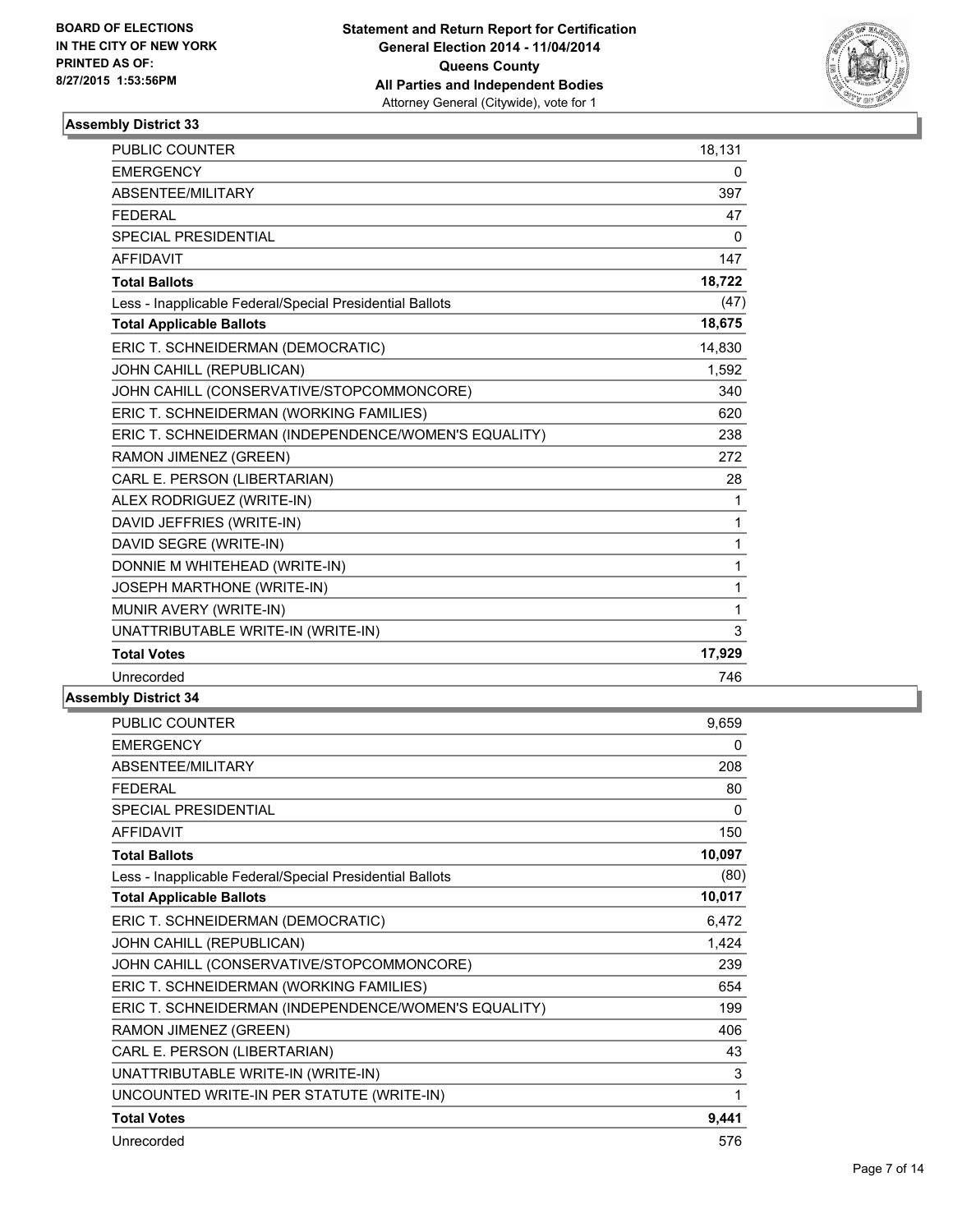**BOARD OF ELECTIONS IN THE CITY OF NEW YORK PRINTED AS OF: 8/27/2015 1:53:56PM**

**Statement and Return Report for Certification General Election 2014 - 11/04/2014 Queens County All Parties and Independent Bodies**
Attorney General (Citywide), vote for 1

### Assembly District 33

| | |
|---|---|
| PUBLIC COUNTER | 18,131 |
| EMERGENCY | 0 |
| ABSENTEE/MILITARY | 397 |
| FEDERAL | 47 |
| SPECIAL PRESIDENTIAL | 0 |
| AFFIDAVIT | 147 |
| **Total Ballots** | **18,722** |
| Less - Inapplicable Federal/Special Presidential Ballots | (47) |
| **Total Applicable Ballots** | **18,675** |
| ERIC T. SCHNEIDERMAN (DEMOCRATIC) | 14,830 |
| JOHN CAHILL (REPUBLICAN) | 1,592 |
| JOHN CAHILL (CONSERVATIVE/STOPCOMMONCORE) | 340 |
| ERIC T. SCHNEIDERMAN (WORKING FAMILIES) | 620 |
| ERIC T. SCHNEIDERMAN (INDEPENDENCE/WOMEN'S EQUALITY) | 238 |
| RAMON JIMENEZ (GREEN) | 272 |
| CARL E. PERSON (LIBERTARIAN) | 28 |
| ALEX RODRIGUEZ (WRITE-IN) | 1 |
| DAVID JEFFRIES (WRITE-IN) | 1 |
| DAVID SEGRE (WRITE-IN) | 1 |
| DONNIE M WHITEHEAD (WRITE-IN) | 1 |
| JOSEPH MARTHONE (WRITE-IN) | 1 |
| MUNIR AVERY (WRITE-IN) | 1 |
| UNATTRIBUTABLE WRITE-IN (WRITE-IN) | 3 |
| **Total Votes** | **17,929** |
| Unrecorded | 746 |

### Assembly District 34

| | |
|---|---|
| PUBLIC COUNTER | 9,659 |
| EMERGENCY | 0 |
| ABSENTEE/MILITARY | 208 |
| FEDERAL | 80 |
| SPECIAL PRESIDENTIAL | 0 |
| AFFIDAVIT | 150 |
| **Total Ballots** | **10,097** |
| Less - Inapplicable Federal/Special Presidential Ballots | (80) |
| **Total Applicable Ballots** | **10,017** |
| ERIC T. SCHNEIDERMAN (DEMOCRATIC) | 6,472 |
| JOHN CAHILL (REPUBLICAN) | 1,424 |
| JOHN CAHILL (CONSERVATIVE/STOPCOMMONCORE) | 239 |
| ERIC T. SCHNEIDERMAN (WORKING FAMILIES) | 654 |
| ERIC T. SCHNEIDERMAN (INDEPENDENCE/WOMEN'S EQUALITY) | 199 |
| RAMON JIMENEZ (GREEN) | 406 |
| CARL E. PERSON (LIBERTARIAN) | 43 |
| UNATTRIBUTABLE WRITE-IN (WRITE-IN) | 3 |
| UNCOUNTED WRITE-IN PER STATUTE (WRITE-IN) | 1 |
| **Total Votes** | **9,441** |
| Unrecorded | 576 |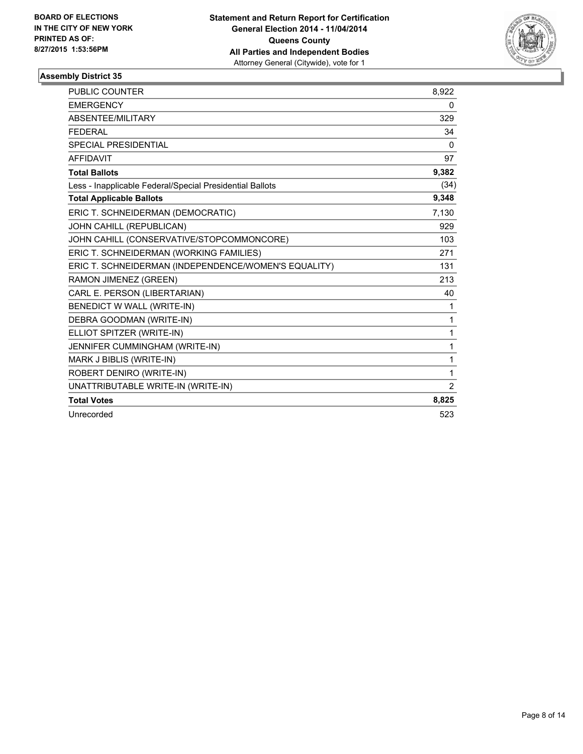**BOARD OF ELECTIONS IN THE CITY OF NEW YORK PRINTED AS OF: 8/27/2015 1:53:56PM**

**Statement and Return Report for Certification General Election 2014 - 11/04/2014 Queens County All Parties and Independent Bodies**
Attorney General (Citywide), vote for 1

### Assembly District 35

| | |
|---|---|
| PUBLIC COUNTER | 8,922 |
| EMERGENCY | 0 |
| ABSENTEE/MILITARY | 329 |
| FEDERAL | 34 |
| SPECIAL PRESIDENTIAL | 0 |
| AFFIDAVIT | 97 |
| **Total Ballots** | **9,382** |
| Less - Inapplicable Federal/Special Presidential Ballots | (34) |
| **Total Applicable Ballots** | **9,348** |
| ERIC T. SCHNEIDERMAN (DEMOCRATIC) | 7,130 |
| JOHN CAHILL (REPUBLICAN) | 929 |
| JOHN CAHILL (CONSERVATIVE/STOPCOMMONCORE) | 103 |
| ERIC T. SCHNEIDERMAN (WORKING FAMILIES) | 271 |
| ERIC T. SCHNEIDERMAN (INDEPENDENCE/WOMEN'S EQUALITY) | 131 |
| RAMON JIMENEZ (GREEN) | 213 |
| CARL E. PERSON (LIBERTARIAN) | 40 |
| BENEDICT W WALL (WRITE-IN) | 1 |
| DEBRA GOODMAN (WRITE-IN) | 1 |
| ELLIOT SPITZER (WRITE-IN) | 1 |
| JENNIFER CUMMINGHAM (WRITE-IN) | 1 |
| MARK J BIBLIS (WRITE-IN) | 1 |
| ROBERT DENIRO (WRITE-IN) | 1 |
| UNATTRIBUTABLE WRITE-IN (WRITE-IN) | 2 |
| **Total Votes** | **8,825** |
| Unrecorded | 523 |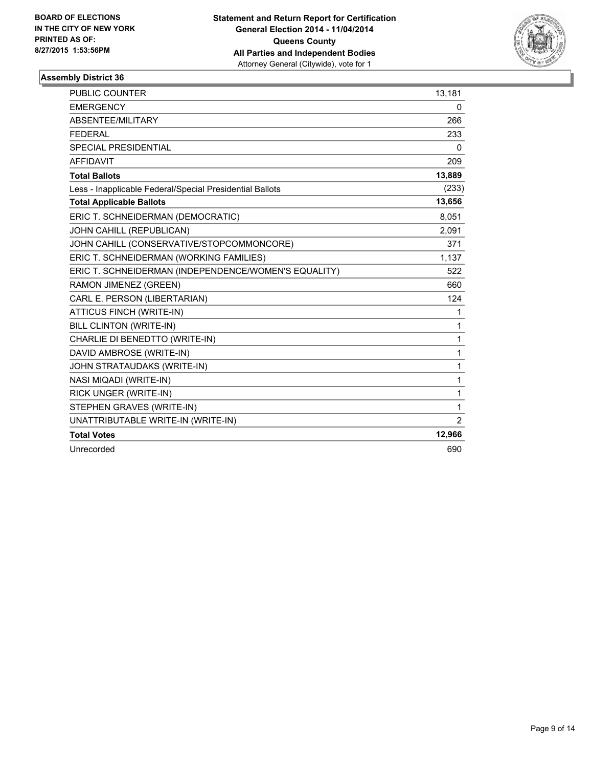**BOARD OF ELECTIONS IN THE CITY OF NEW YORK PRINTED AS OF: 8/27/2015 1:53:56PM**

**Statement and Return Report for Certification General Election 2014 - 11/04/2014 Queens County All Parties and Independent Bodies** Attorney General (Citywide), vote for 1

### Assembly District 36

| | |
|---|---|
| PUBLIC COUNTER | 13,181 |
| EMERGENCY | 0 |
| ABSENTEE/MILITARY | 266 |
| FEDERAL | 233 |
| SPECIAL PRESIDENTIAL | 0 |
| AFFIDAVIT | 209 |
| **Total Ballots** | **13,889** |
| Less - Inapplicable Federal/Special Presidential Ballots | (233) |
| **Total Applicable Ballots** | **13,656** |
| ERIC T. SCHNEIDERMAN (DEMOCRATIC) | 8,051 |
| JOHN CAHILL (REPUBLICAN) | 2,091 |
| JOHN CAHILL (CONSERVATIVE/STOPCOMMONCORE) | 371 |
| ERIC T. SCHNEIDERMAN (WORKING FAMILIES) | 1,137 |
| ERIC T. SCHNEIDERMAN (INDEPENDENCE/WOMEN'S EQUALITY) | 522 |
| RAMON JIMENEZ (GREEN) | 660 |
| CARL E. PERSON (LIBERTARIAN) | 124 |
| ATTICUS FINCH (WRITE-IN) | 1 |
| BILL CLINTON (WRITE-IN) | 1 |
| CHARLIE DI BENEDTTO (WRITE-IN) | 1 |
| DAVID AMBROSE (WRITE-IN) | 1 |
| JOHN STRATAUDAKS (WRITE-IN) | 1 |
| NASI MIQADI (WRITE-IN) | 1 |
| RICK UNGER (WRITE-IN) | 1 |
| STEPHEN GRAVES (WRITE-IN) | 1 |
| UNATTRIBUTABLE WRITE-IN (WRITE-IN) | 2 |
| **Total Votes** | **12,966** |
| Unrecorded | 690 |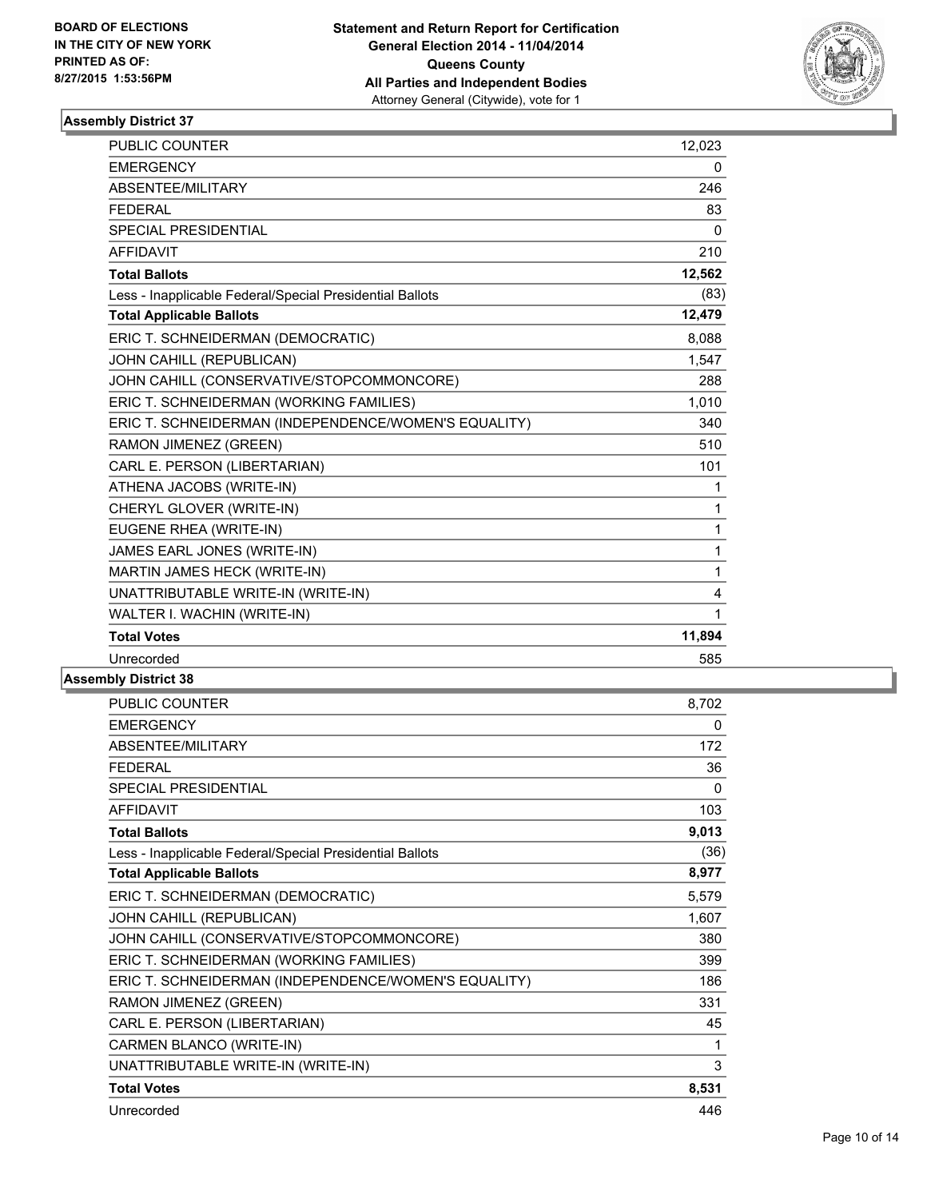BOARD OF ELECTIONS
IN THE CITY OF NEW YORK
PRINTED AS OF:
8/27/2015 1:53:56PM

**Statement and Return Report for Certification**
**General Election 2014 - 11/04/2014**
**Queens County**
**All Parties and Independent Bodies**
Attorney General (Citywide), vote for 1

### Assembly District 37

| | |
|---|---|
| PUBLIC COUNTER | 12,023 |
| EMERGENCY | 0 |
| ABSENTEE/MILITARY | 246 |
| FEDERAL | 83 |
| SPECIAL PRESIDENTIAL | 0 |
| AFFIDAVIT | 210 |
| **Total Ballots** | **12,562** |
| Less - Inapplicable Federal/Special Presidential Ballots | (83) |
| **Total Applicable Ballots** | **12,479** |
| ERIC T. SCHNEIDERMAN (DEMOCRATIC) | 8,088 |
| JOHN CAHILL (REPUBLICAN) | 1,547 |
| JOHN CAHILL (CONSERVATIVE/STOPCOMMONCORE) | 288 |
| ERIC T. SCHNEIDERMAN (WORKING FAMILIES) | 1,010 |
| ERIC T. SCHNEIDERMAN (INDEPENDENCE/WOMEN'S EQUALITY) | 340 |
| RAMON JIMENEZ (GREEN) | 510 |
| CARL E. PERSON (LIBERTARIAN) | 101 |
| ATHENA JACOBS (WRITE-IN) | 1 |
| CHERYL GLOVER (WRITE-IN) | 1 |
| EUGENE RHEA (WRITE-IN) | 1 |
| JAMES EARL JONES (WRITE-IN) | 1 |
| MARTIN JAMES HECK (WRITE-IN) | 1 |
| UNATTRIBUTABLE WRITE-IN (WRITE-IN) | 4 |
| WALTER I. WACHIN (WRITE-IN) | 1 |
| **Total Votes** | **11,894** |
| Unrecorded | 585 |

### Assembly District 38

| | |
|---|---|
| PUBLIC COUNTER | 8,702 |
| EMERGENCY | 0 |
| ABSENTEE/MILITARY | 172 |
| FEDERAL | 36 |
| SPECIAL PRESIDENTIAL | 0 |
| AFFIDAVIT | 103 |
| **Total Ballots** | **9,013** |
| Less - Inapplicable Federal/Special Presidential Ballots | (36) |
| **Total Applicable Ballots** | **8,977** |
| ERIC T. SCHNEIDERMAN (DEMOCRATIC) | 5,579 |
| JOHN CAHILL (REPUBLICAN) | 1,607 |
| JOHN CAHILL (CONSERVATIVE/STOPCOMMONCORE) | 380 |
| ERIC T. SCHNEIDERMAN (WORKING FAMILIES) | 399 |
| ERIC T. SCHNEIDERMAN (INDEPENDENCE/WOMEN'S EQUALITY) | 186 |
| RAMON JIMENEZ (GREEN) | 331 |
| CARL E. PERSON (LIBERTARIAN) | 45 |
| CARMEN BLANCO (WRITE-IN) | 1 |
| UNATTRIBUTABLE WRITE-IN (WRITE-IN) | 3 |
| **Total Votes** | **8,531** |
| Unrecorded | 446 |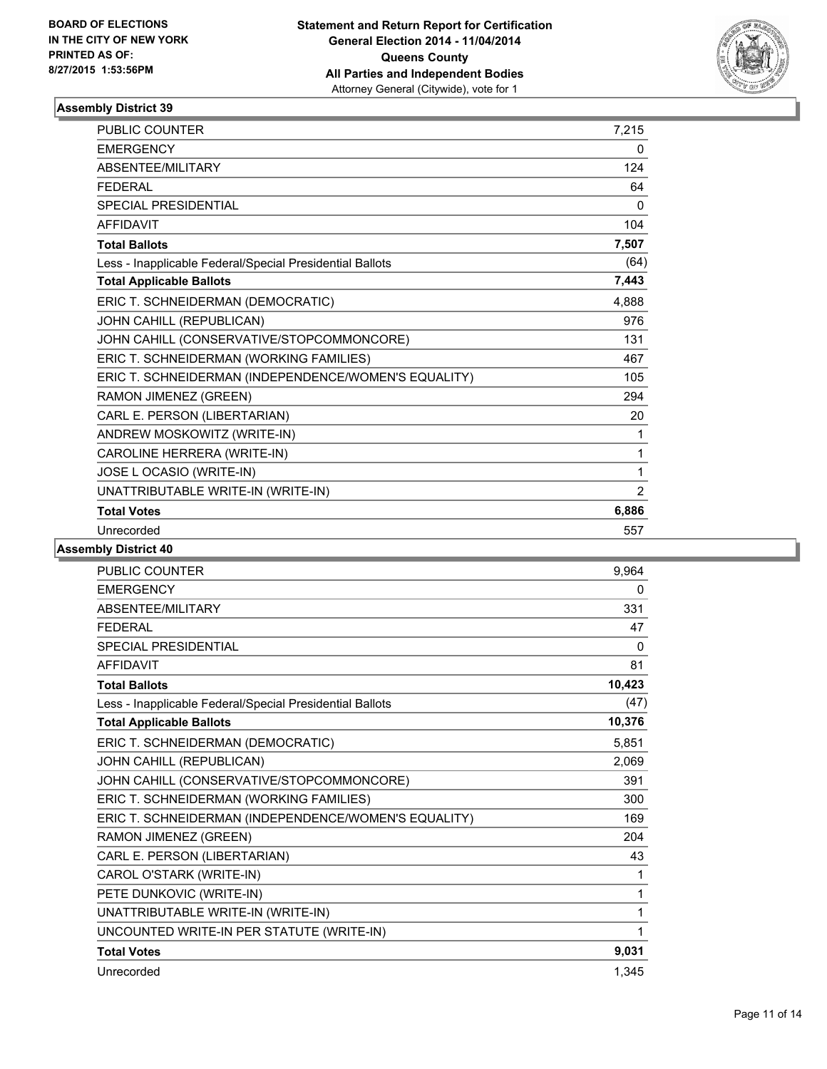BOARD OF ELECTIONS
IN THE CITY OF NEW YORK
PRINTED AS OF:
8/27/2015 1:53:56PM

**Statement and Return Report for Certification**
**General Election 2014 - 11/04/2014**
**Queens County**
**All Parties and Independent Bodies**
Attorney General (Citywide), vote for 1

### Assembly District 39

| | |
|---|---|
| PUBLIC COUNTER | 7,215 |
| EMERGENCY | 0 |
| ABSENTEE/MILITARY | 124 |
| FEDERAL | 64 |
| SPECIAL PRESIDENTIAL | 0 |
| AFFIDAVIT | 104 |
| **Total Ballots** | **7,507** |
| Less - Inapplicable Federal/Special Presidential Ballots | (64) |
| **Total Applicable Ballots** | **7,443** |
| ERIC T. SCHNEIDERMAN (DEMOCRATIC) | 4,888 |
| JOHN CAHILL (REPUBLICAN) | 976 |
| JOHN CAHILL (CONSERVATIVE/STOPCOMMONCORE) | 131 |
| ERIC T. SCHNEIDERMAN (WORKING FAMILIES) | 467 |
| ERIC T. SCHNEIDERMAN (INDEPENDENCE/WOMEN'S EQUALITY) | 105 |
| RAMON JIMENEZ (GREEN) | 294 |
| CARL E. PERSON (LIBERTARIAN) | 20 |
| ANDREW MOSKOWITZ (WRITE-IN) | 1 |
| CAROLINE HERRERA (WRITE-IN) | 1 |
| JOSE L OCASIO (WRITE-IN) | 1 |
| UNATTRIBUTABLE WRITE-IN (WRITE-IN) | 2 |
| **Total Votes** | **6,886** |
| Unrecorded | 557 |

### Assembly District 40

| | |
|---|---|
| PUBLIC COUNTER | 9,964 |
| EMERGENCY | 0 |
| ABSENTEE/MILITARY | 331 |
| FEDERAL | 47 |
| SPECIAL PRESIDENTIAL | 0 |
| AFFIDAVIT | 81 |
| **Total Ballots** | **10,423** |
| Less - Inapplicable Federal/Special Presidential Ballots | (47) |
| **Total Applicable Ballots** | **10,376** |
| ERIC T. SCHNEIDERMAN (DEMOCRATIC) | 5,851 |
| JOHN CAHILL (REPUBLICAN) | 2,069 |
| JOHN CAHILL (CONSERVATIVE/STOPCOMMONCORE) | 391 |
| ERIC T. SCHNEIDERMAN (WORKING FAMILIES) | 300 |
| ERIC T. SCHNEIDERMAN (INDEPENDENCE/WOMEN'S EQUALITY) | 169 |
| RAMON JIMENEZ (GREEN) | 204 |
| CARL E. PERSON (LIBERTARIAN) | 43 |
| CAROL O'STARK (WRITE-IN) | 1 |
| PETE DUNKOVIC (WRITE-IN) | 1 |
| UNATTRIBUTABLE WRITE-IN (WRITE-IN) | 1 |
| UNCOUNTED WRITE-IN PER STATUTE (WRITE-IN) | 1 |
| **Total Votes** | **9,031** |
| Unrecorded | 1,345 |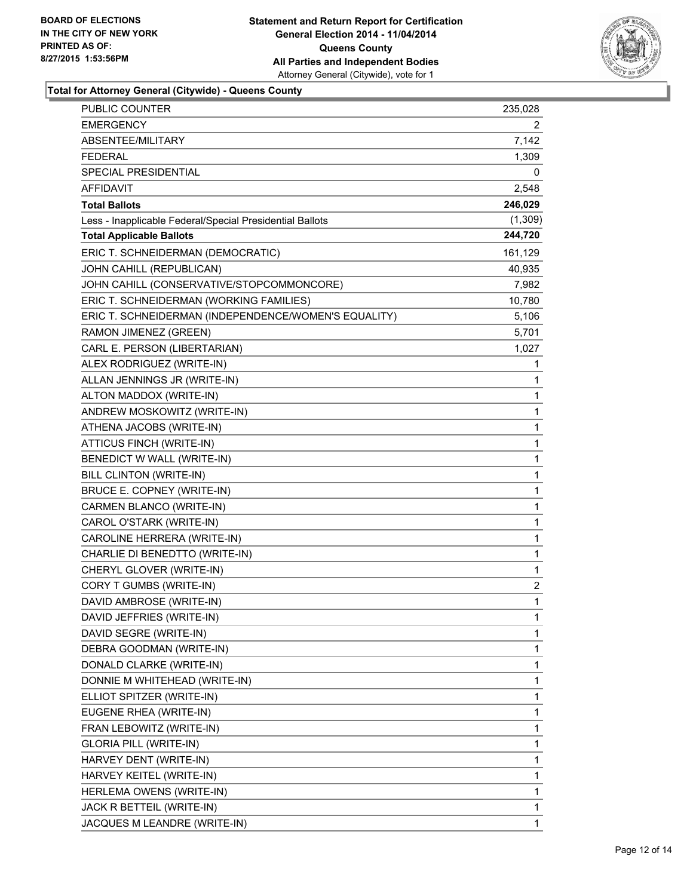BOARD OF ELECTIONS
IN THE CITY OF NEW YORK
PRINTED AS OF:
8/27/2015 1:53:56PM

**Statement and Return Report for Certification**
**General Election 2014 - 11/04/2014**
**Queens County**
**All Parties and Independent Bodies**
Attorney General (Citywide), vote for 1

### Total for Attorney General (Citywide) - Queens County

| | |
|---|---|
| PUBLIC COUNTER | 235,028 |
| EMERGENCY | 2 |
| ABSENTEE/MILITARY | 7,142 |
| FEDERAL | 1,309 |
| SPECIAL PRESIDENTIAL | 0 |
| AFFIDAVIT | 2,548 |
| **Total Ballots** | **246,029** |
| Less - Inapplicable Federal/Special Presidential Ballots | (1,309) |
| **Total Applicable Ballots** | **244,720** |
| ERIC T. SCHNEIDERMAN (DEMOCRATIC) | 161,129 |
| JOHN CAHILL (REPUBLICAN) | 40,935 |
| JOHN CAHILL (CONSERVATIVE/STOPCOMMONCORE) | 7,982 |
| ERIC T. SCHNEIDERMAN (WORKING FAMILIES) | 10,780 |
| ERIC T. SCHNEIDERMAN (INDEPENDENCE/WOMEN'S EQUALITY) | 5,106 |
| RAMON JIMENEZ (GREEN) | 5,701 |
| CARL E. PERSON (LIBERTARIAN) | 1,027 |
| ALEX RODRIGUEZ (WRITE-IN) | 1 |
| ALLAN JENNINGS JR (WRITE-IN) | 1 |
| ALTON MADDOX (WRITE-IN) | 1 |
| ANDREW MOSKOWITZ (WRITE-IN) | 1 |
| ATHENA JACOBS (WRITE-IN) | 1 |
| ATTICUS FINCH (WRITE-IN) | 1 |
| BENEDICT W WALL (WRITE-IN) | 1 |
| BILL CLINTON (WRITE-IN) | 1 |
| BRUCE E. COPNEY (WRITE-IN) | 1 |
| CARMEN BLANCO (WRITE-IN) | 1 |
| CAROL O'STARK (WRITE-IN) | 1 |
| CAROLINE HERRERA (WRITE-IN) | 1 |
| CHARLIE DI BENEDTTO (WRITE-IN) | 1 |
| CHERYL GLOVER (WRITE-IN) | 1 |
| CORY T GUMBS (WRITE-IN) | 2 |
| DAVID AMBROSE (WRITE-IN) | 1 |
| DAVID JEFFRIES (WRITE-IN) | 1 |
| DAVID SEGRE (WRITE-IN) | 1 |
| DEBRA GOODMAN (WRITE-IN) | 1 |
| DONALD CLARKE (WRITE-IN) | 1 |
| DONNIE M WHITEHEAD (WRITE-IN) | 1 |
| ELLIOT SPITZER (WRITE-IN) | 1 |
| EUGENE RHEA (WRITE-IN) | 1 |
| FRAN LEBOWITZ (WRITE-IN) | 1 |
| GLORIA PILL (WRITE-IN) | 1 |
| HARVEY DENT (WRITE-IN) | 1 |
| HARVEY KEITEL (WRITE-IN) | 1 |
| HERLEMA OWENS (WRITE-IN) | 1 |
| JACK R BETTEIL (WRITE-IN) | 1 |
| JACQUES M LEANDRE (WRITE-IN) | 1 |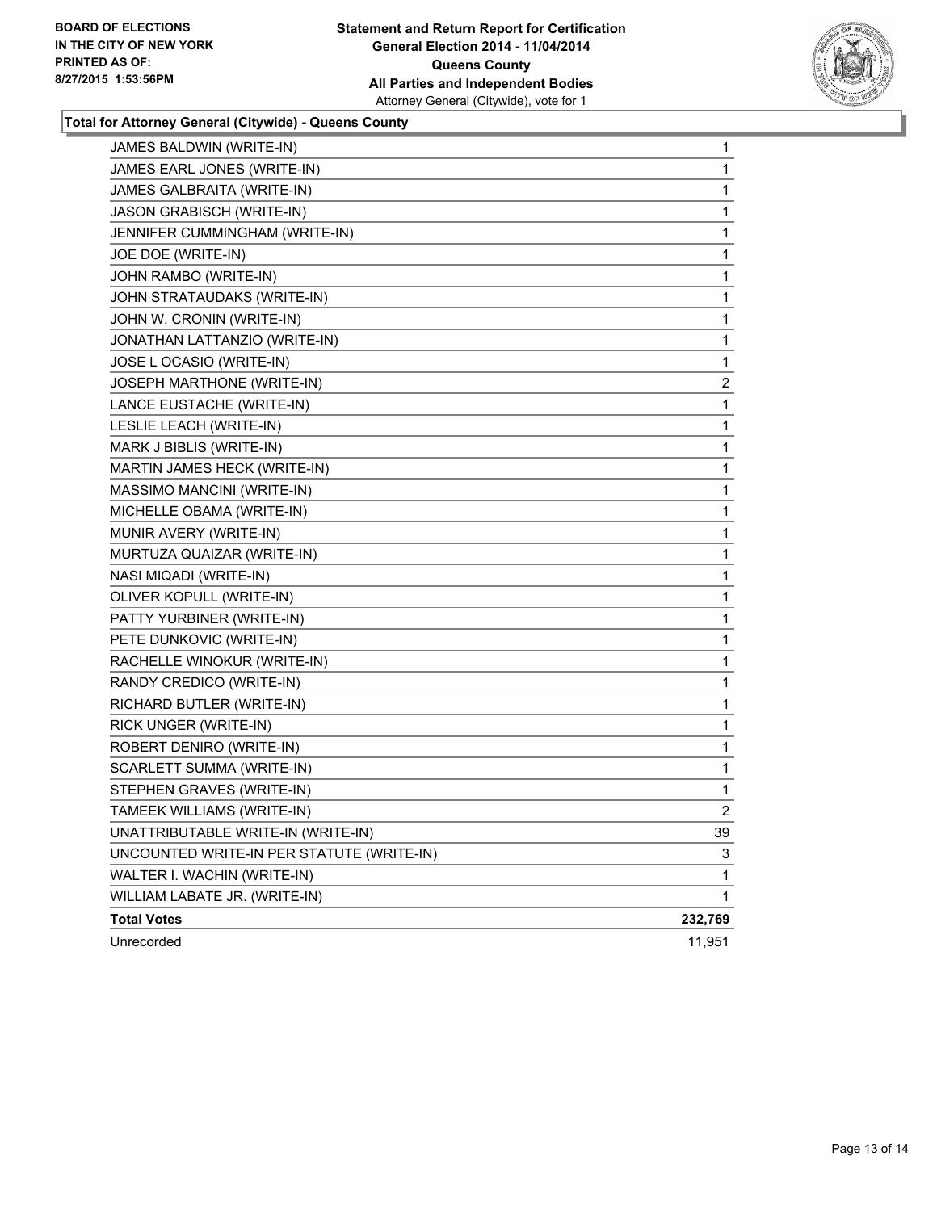BOARD OF ELECTIONS
IN THE CITY OF NEW YORK
PRINTED AS OF:
8/27/2015 1:53:56PM

**Statement and Return Report for Certification**
**General Election 2014 - 11/04/2014**
**Queens County**
**All Parties and Independent Bodies**
Attorney General (Citywide), vote for 1

### Total for Attorney General (Citywide) - Queens County

| Candidate | Votes |
|---|---|
| JAMES BALDWIN (WRITE-IN) | 1 |
| JAMES EARL JONES (WRITE-IN) | 1 |
| JAMES GALBRAITA (WRITE-IN) | 1 |
| JASON GRABISCH (WRITE-IN) | 1 |
| JENNIFER CUMMINGHAM (WRITE-IN) | 1 |
| JOE DOE (WRITE-IN) | 1 |
| JOHN RAMBO (WRITE-IN) | 1 |
| JOHN STRATAUDAKS (WRITE-IN) | 1 |
| JOHN W. CRONIN (WRITE-IN) | 1 |
| JONATHAN LATTANZIO (WRITE-IN) | 1 |
| JOSE L OCASIO (WRITE-IN) | 1 |
| JOSEPH MARTHONE (WRITE-IN) | 2 |
| LANCE EUSTACHE (WRITE-IN) | 1 |
| LESLIE LEACH (WRITE-IN) | 1 |
| MARK J BIBLIS (WRITE-IN) | 1 |
| MARTIN JAMES HECK (WRITE-IN) | 1 |
| MASSIMO MANCINI (WRITE-IN) | 1 |
| MICHELLE OBAMA (WRITE-IN) | 1 |
| MUNIR AVERY (WRITE-IN) | 1 |
| MURTUZA QUAIZAR (WRITE-IN) | 1 |
| NASI MIQADI (WRITE-IN) | 1 |
| OLIVER KOPULL (WRITE-IN) | 1 |
| PATTY YURBINER (WRITE-IN) | 1 |
| PETE DUNKOVIC (WRITE-IN) | 1 |
| RACHELLE WINOKUR (WRITE-IN) | 1 |
| RANDY CREDICO (WRITE-IN) | 1 |
| RICHARD BUTLER (WRITE-IN) | 1 |
| RICK UNGER (WRITE-IN) | 1 |
| ROBERT DENIRO (WRITE-IN) | 1 |
| SCARLETT SUMMA (WRITE-IN) | 1 |
| STEPHEN GRAVES (WRITE-IN) | 1 |
| TAMEEK WILLIAMS (WRITE-IN) | 2 |
| UNATTRIBUTABLE WRITE-IN (WRITE-IN) | 39 |
| UNCOUNTED WRITE-IN PER STATUTE (WRITE-IN) | 3 |
| WALTER I. WACHIN (WRITE-IN) | 1 |
| WILLIAM LABATE JR. (WRITE-IN) | 1 |
| **Total Votes** | **232,769** |
| Unrecorded | 11,951 |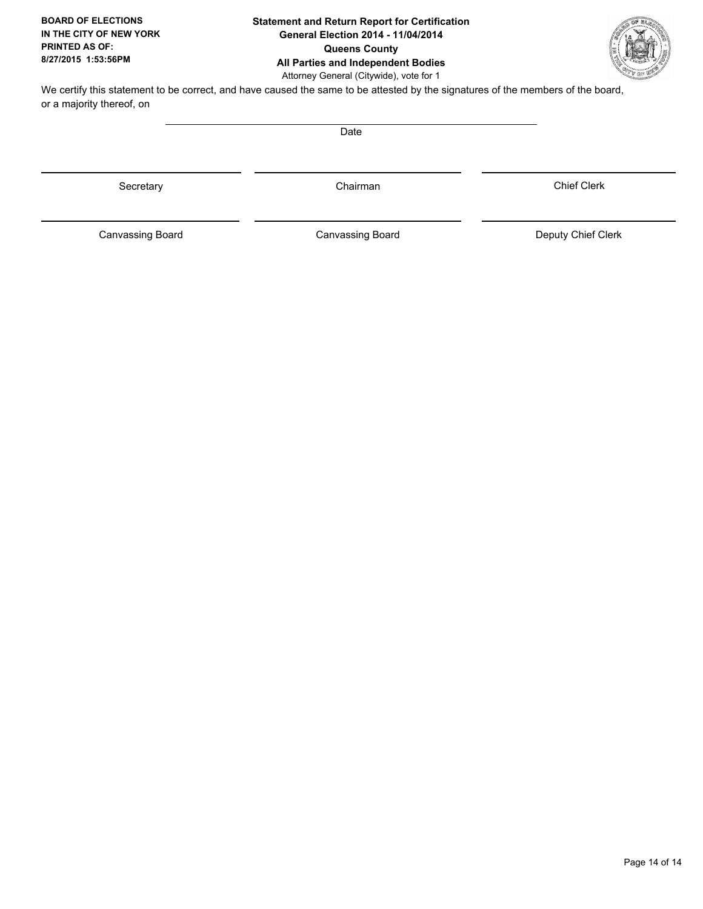**BOARD OF ELECTIONS IN THE CITY OF NEW YORK**
**PRINTED AS OF: 8/27/2015 1:53:56PM**

**Statement and Return Report for Certification**
**General Election 2014 - 11/04/2014**
**Queens County**
**All Parties and Independent Bodies**
Attorney General (Citywide), vote for 1

We certify this statement to be correct, and have caused the same to be attested by the signatures of the members of the board, or a majority thereof, on

Date

| | | |
|---|---|---|
| Secretary | Chairman | Chief Clerk |
| Canvassing Board | Canvassing Board | Deputy Chief Clerk |